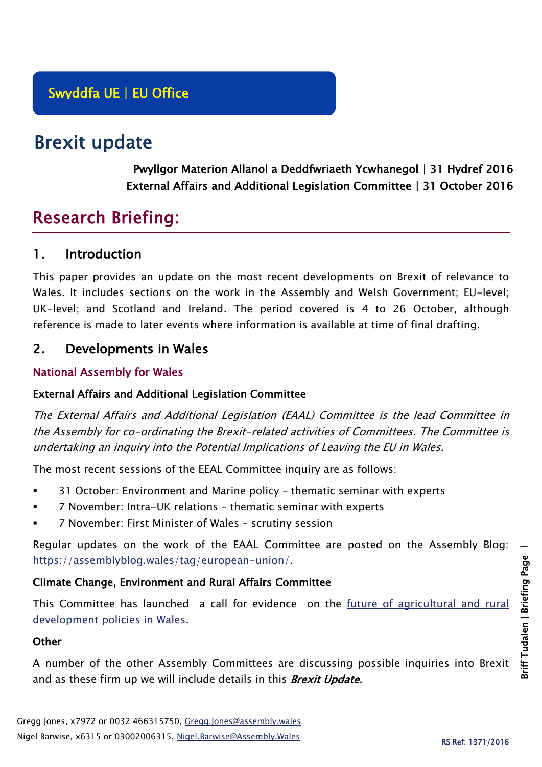Swyddfa UE | EU Office

# Brexit update

**Pwyllgor Materion Allanol a Deddfwriaeth Ycwhanegol | 31 Hydref 2016**
**External Affairs and Additional Legislation Committee | 31 October 2016**

# Research Briefing:

## 1. Introduction

This paper provides an update on the most recent developments on Brexit of relevance to Wales. It includes sections on the work in the Assembly and Welsh Government; EU-level; UK-level; and Scotland and Ireland. The period covered is 4 to 26 October, although reference is made to later events where information is available at time of final drafting.

## 2. Developments in Wales

### National Assembly for Wales

#### External Affairs and Additional Legislation Committee

*The External Affairs and Additional Legislation (EAAL) Committee is the lead Committee in the Assembly for co-ordinating the Brexit-related activities of Committees. The Committee is undertaking an inquiry into the Potential Implications of Leaving the EU in Wales.*

The most recent sessions of the EEAL Committee inquiry are as follows:

- 31 October: Environment and Marine policy – thematic seminar with experts
- 7 November: Intra-UK relations – thematic seminar with experts
- 7 November: First Minister of Wales – scrutiny session

Regular updates on the work of the EAAL Committee are posted on the Assembly Blog: https://assemblyblog.wales/tag/european-union/.

#### Climate Change, Environment and Rural Affairs Committee

This Committee has launched a call for evidence on the future of agricultural and rural development policies in Wales.

#### Other

A number of the other Assembly Committees are discussing possible inquiries into Brexit and as these firm up we will include details in this ***Brexit Update***.

Gregg Jones, x7972 or 0032 466315750, Gregg.Jones@assembly.wales
Nigel Barwise, x6315 or 03002006315, Nigel.Barwise@Assembly.Wales

RS Ref: 1371/2016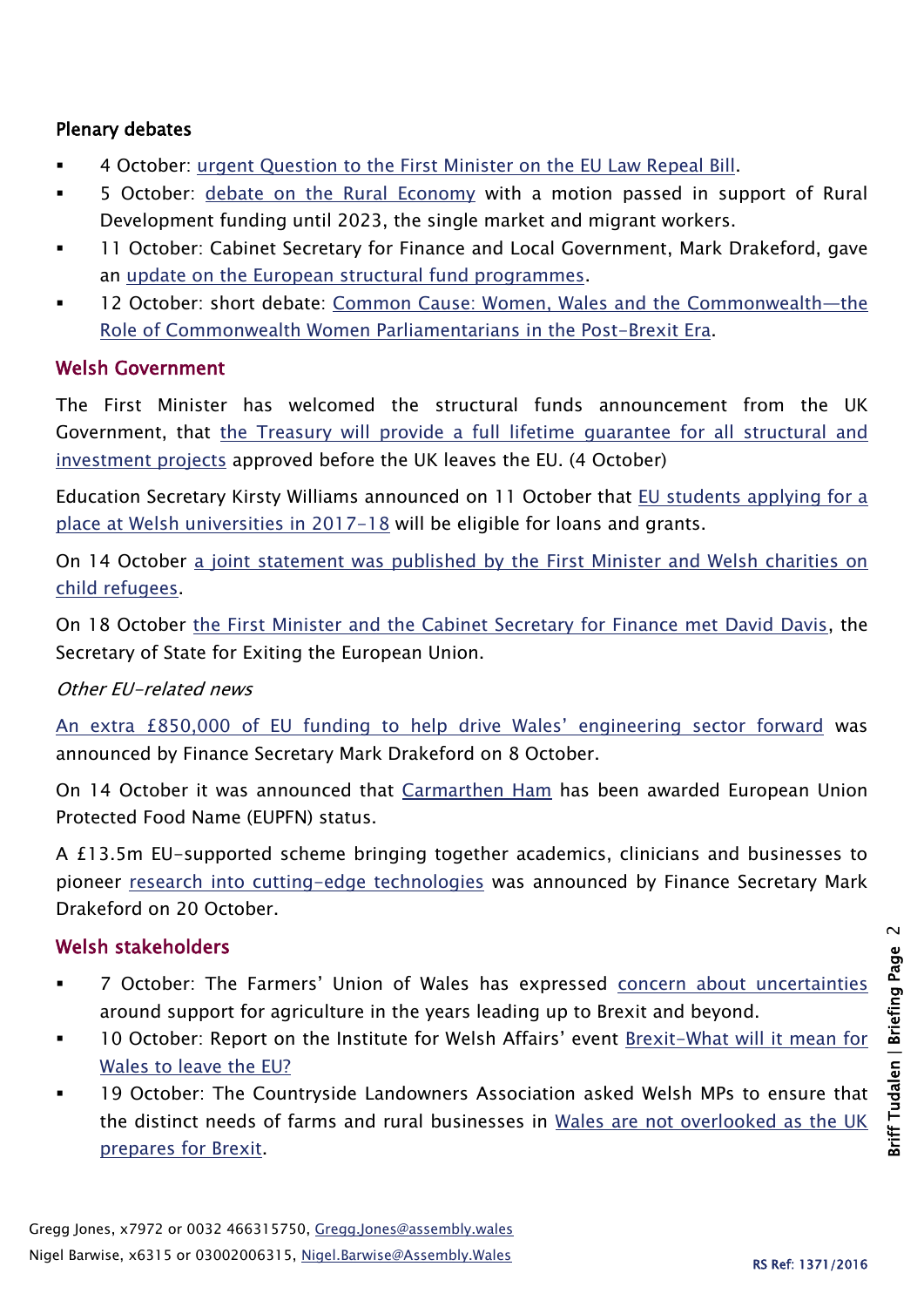### Plenary debates

- 4 October: urgent Question to the First Minister on the EU Law Repeal Bill.
- 5 October: debate on the Rural Economy with a motion passed in support of Rural Development funding until 2023, the single market and migrant workers.
- 11 October: Cabinet Secretary for Finance and Local Government, Mark Drakeford, gave an update on the European structural fund programmes.
- 12 October: short debate: Common Cause: Women, Wales and the Commonwealth—the Role of Commonwealth Women Parliamentarians in the Post-Brexit Era.

## Welsh Government

The First Minister has welcomed the structural funds announcement from the UK Government, that the Treasury will provide a full lifetime guarantee for all structural and investment projects approved before the UK leaves the EU. (4 October)

Education Secretary Kirsty Williams announced on 11 October that EU students applying for a place at Welsh universities in 2017-18 will be eligible for loans and grants.

On 14 October a joint statement was published by the First Minister and Welsh charities on child refugees.

On 18 October the First Minister and the Cabinet Secretary for Finance met David Davis, the Secretary of State for Exiting the European Union.

*Other EU-related news*

An extra £850,000 of EU funding to help drive Wales' engineering sector forward was announced by Finance Secretary Mark Drakeford on 8 October.

On 14 October it was announced that Carmarthen Ham has been awarded European Union Protected Food Name (EUPFN) status.

A £13.5m EU-supported scheme bringing together academics, clinicians and businesses to pioneer research into cutting-edge technologies was announced by Finance Secretary Mark Drakeford on 20 October.

## Welsh stakeholders

- 7 October: The Farmers' Union of Wales has expressed concern about uncertainties around support for agriculture in the years leading up to Brexit and beyond.
- 10 October: Report on the Institute for Welsh Affairs' event Brexit-What will it mean for Wales to leave the EU?
- 19 October: The Countryside Landowners Association asked Welsh MPs to ensure that the distinct needs of farms and rural businesses in Wales are not overlooked as the UK prepares for Brexit.

Gregg Jones, x7972 or 0032 466315750, Gregg.Jones@assembly.wales
Nigel Barwise, x6315 or 03002006315, Nigel.Barwise@Assembly.Wales

RS Ref: 1371/2016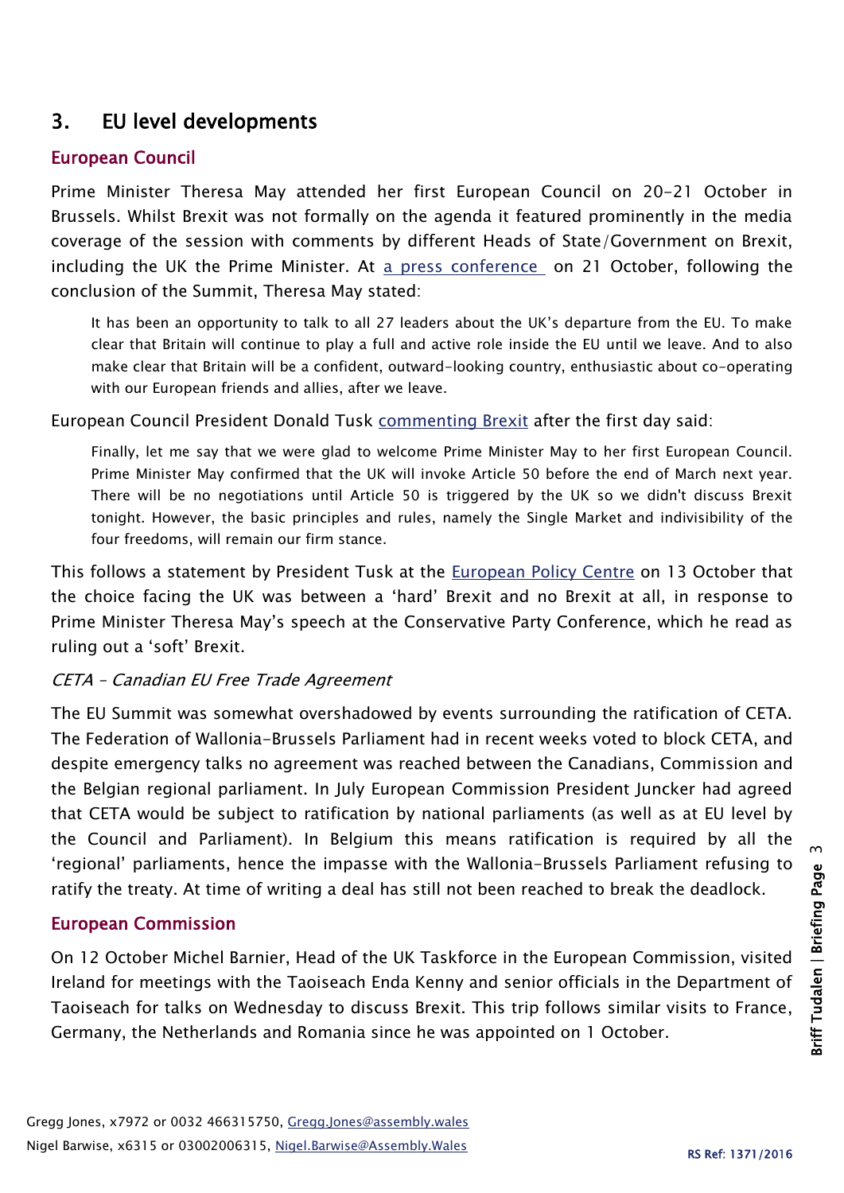## 3. EU level developments

### European Council

Prime Minister Theresa May attended her first European Council on 20-21 October in Brussels. Whilst Brexit was not formally on the agenda it featured prominently in the media coverage of the session with comments by different Heads of State/Government on Brexit, including the UK the Prime Minister. At [a press conference](#) on 21 October, following the conclusion of the Summit, Theresa May stated:

> It has been an opportunity to talk to all 27 leaders about the UK's departure from the EU. To make clear that Britain will continue to play a full and active role inside the EU until we leave. And to also make clear that Britain will be a confident, outward-looking country, enthusiastic about co-operating with our European friends and allies, after we leave.

European Council President Donald Tusk [commenting Brexit](#) after the first day said:

> Finally, let me say that we were glad to welcome Prime Minister May to her first European Council. Prime Minister May confirmed that the UK will invoke Article 50 before the end of March next year. There will be no negotiations until Article 50 is triggered by the UK so we didn't discuss Brexit tonight. However, the basic principles and rules, namely the Single Market and indivisibility of the four freedoms, will remain our firm stance.

This follows a statement by President Tusk at the [European Policy Centre](#) on 13 October that the choice facing the UK was between a 'hard' Brexit and no Brexit at all, in response to Prime Minister Theresa May's speech at the Conservative Party Conference, which he read as ruling out a 'soft' Brexit.

#### *CETA – Canadian EU Free Trade Agreement*

The EU Summit was somewhat overshadowed by events surrounding the ratification of CETA. The Federation of Wallonia-Brussels Parliament had in recent weeks voted to block CETA, and despite emergency talks no agreement was reached between the Canadians, Commission and the Belgian regional parliament. In July European Commission President Juncker had agreed that CETA would be subject to ratification by national parliaments (as well as at EU level by the Council and Parliament). In Belgium this means ratification is required by all the 'regional' parliaments, hence the impasse with the Wallonia-Brussels Parliament refusing to ratify the treaty. At time of writing a deal has still not been reached to break the deadlock.

### European Commission

On 12 October Michel Barnier, Head of the UK Taskforce in the European Commission, visited Ireland for meetings with the Taoiseach Enda Kenny and senior officials in the Department of Taoiseach for talks on Wednesday to discuss Brexit. This trip follows similar visits to France, Germany, the Netherlands and Romania since he was appointed on 1 October.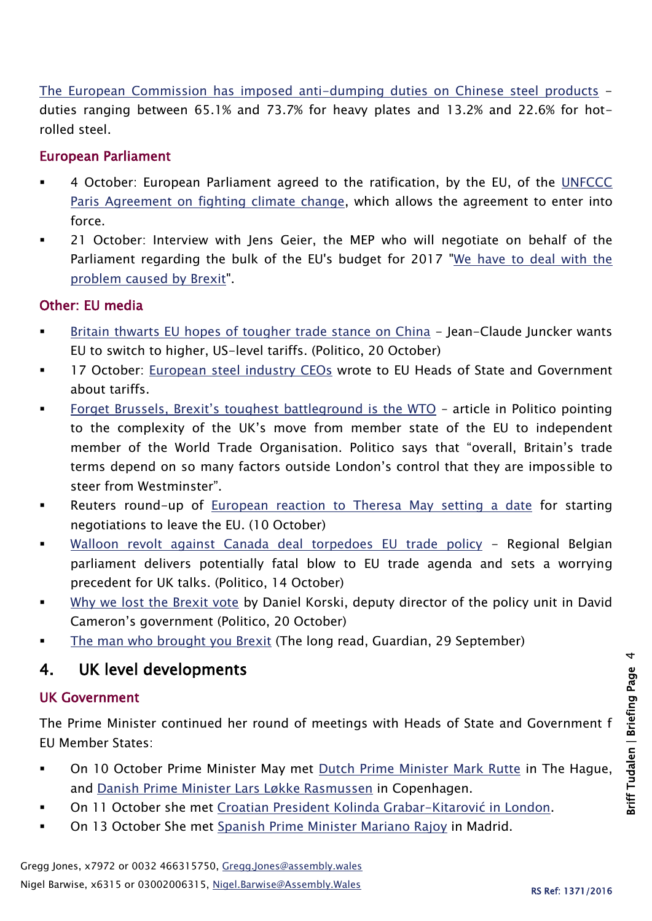The European Commission has imposed anti-dumping duties on Chinese steel products – duties ranging between 65.1% and 73.7% for heavy plates and 13.2% and 22.6% for hot-rolled steel.

### European Parliament

- 4 October: European Parliament agreed to the ratification, by the EU, of the UNFCCC Paris Agreement on fighting climate change, which allows the agreement to enter into force.
- 21 October: Interview with Jens Geier, the MEP who will negotiate on behalf of the Parliament regarding the bulk of the EU's budget for 2017 "We have to deal with the problem caused by Brexit".

### Other: EU media

- Britain thwarts EU hopes of tougher trade stance on China – Jean-Claude Juncker wants EU to switch to higher, US-level tariffs. (Politico, 20 October)
- 17 October: European steel industry CEOs wrote to EU Heads of State and Government about tariffs.
- Forget Brussels, Brexit's toughest battleground is the WTO – article in Politico pointing to the complexity of the UK's move from member state of the EU to independent member of the World Trade Organisation. Politico says that "overall, Britain's trade terms depend on so many factors outside London's control that they are impossible to steer from Westminster".
- Reuters round-up of European reaction to Theresa May setting a date for starting negotiations to leave the EU. (10 October)
- Walloon revolt against Canada deal torpedoes EU trade policy – Regional Belgian parliament delivers potentially fatal blow to EU trade agenda and sets a worrying precedent for UK talks. (Politico, 14 October)
- Why we lost the Brexit vote by Daniel Korski, deputy director of the policy unit in David Cameron's government (Politico, 20 October)
- The man who brought you Brexit (The long read, Guardian, 29 September)

## 4. UK level developments

### UK Government

The Prime Minister continued her round of meetings with Heads of State and Government f EU Member States:

- On 10 October Prime Minister May met Dutch Prime Minister Mark Rutte in The Hague, and Danish Prime Minister Lars Løkke Rasmussen in Copenhagen.
- On 11 October she met Croatian President Kolinda Grabar-Kitarović in London.
- On 13 October She met Spanish Prime Minister Mariano Rajoy in Madrid.

Gregg Jones, x7972 or 0032 466315750, Gregg.Jones@assembly.wales
Nigel Barwise, x6315 or 03002006315, Nigel.Barwise@Assembly.Wales

RS Ref: 1371/2016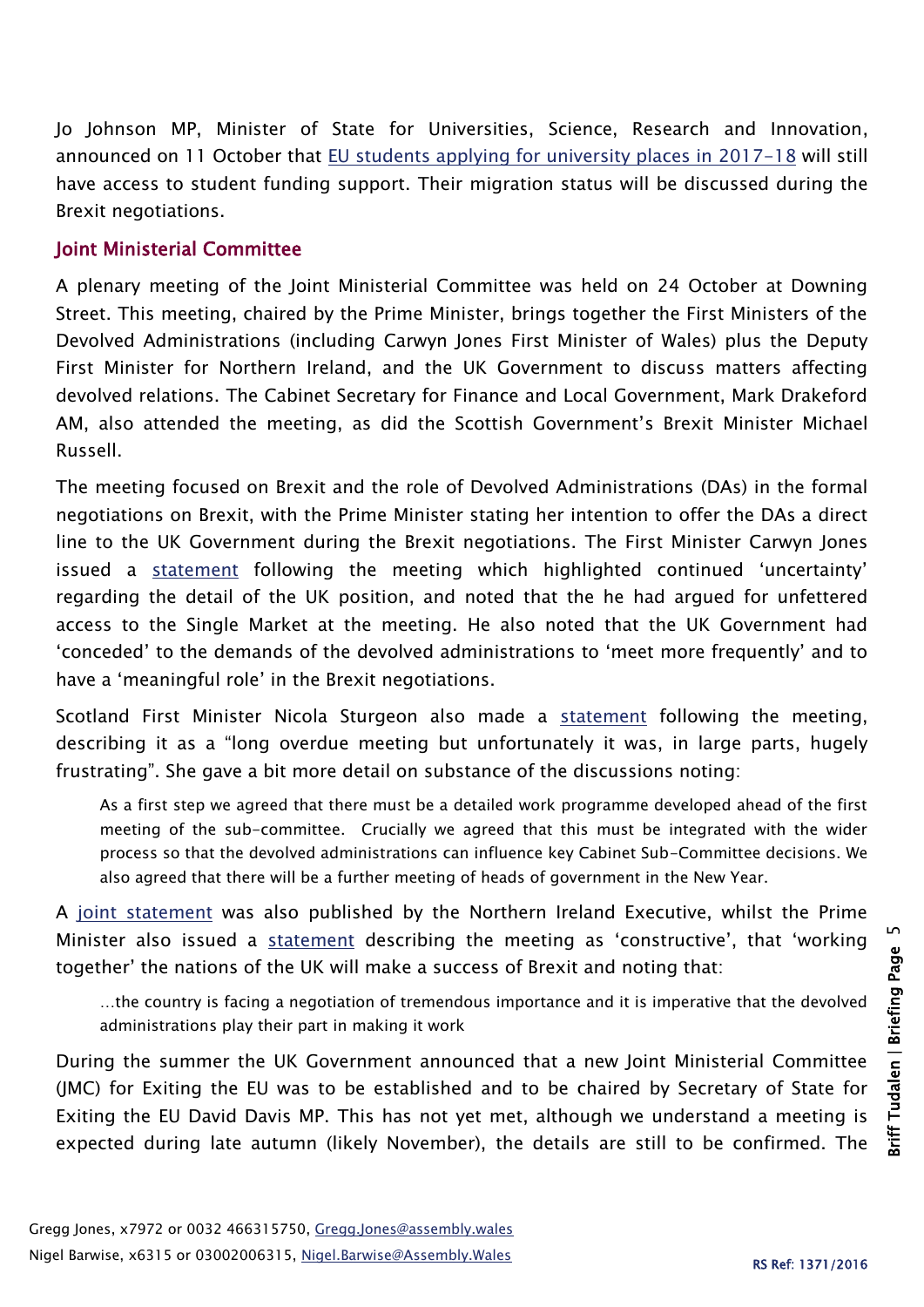Jo Johnson MP, Minister of State for Universities, Science, Research and Innovation, announced on 11 October that EU students applying for university places in 2017-18 will still have access to student funding support. Their migration status will be discussed during the Brexit negotiations.

## Joint Ministerial Committee

A plenary meeting of the Joint Ministerial Committee was held on 24 October at Downing Street. This meeting, chaired by the Prime Minister, brings together the First Ministers of the Devolved Administrations (including Carwyn Jones First Minister of Wales) plus the Deputy First Minister for Northern Ireland, and the UK Government to discuss matters affecting devolved relations. The Cabinet Secretary for Finance and Local Government, Mark Drakeford AM, also attended the meeting, as did the Scottish Government's Brexit Minister Michael Russell.

The meeting focused on Brexit and the role of Devolved Administrations (DAs) in the formal negotiations on Brexit, with the Prime Minister stating her intention to offer the DAs a direct line to the UK Government during the Brexit negotiations. The First Minister Carwyn Jones issued a statement following the meeting which highlighted continued 'uncertainty' regarding the detail of the UK position, and noted that the he had argued for unfettered access to the Single Market at the meeting. He also noted that the UK Government had 'conceded' to the demands of the devolved administrations to 'meet more frequently' and to have a 'meaningful role' in the Brexit negotiations.

Scotland First Minister Nicola Sturgeon also made a statement following the meeting, describing it as a "long overdue meeting but unfortunately it was, in large parts, hugely frustrating". She gave a bit more detail on substance of the discussions noting:

> As a first step we agreed that there must be a detailed work programme developed ahead of the first meeting of the sub-committee. Crucially we agreed that this must be integrated with the wider process so that the devolved administrations can influence key Cabinet Sub-Committee decisions. We also agreed that there will be a further meeting of heads of government in the New Year.

A joint statement was also published by the Northern Ireland Executive, whilst the Prime Minister also issued a statement describing the meeting as 'constructive', that 'working together' the nations of the UK will make a success of Brexit and noting that:

> …the country is facing a negotiation of tremendous importance and it is imperative that the devolved administrations play their part in making it work

During the summer the UK Government announced that a new Joint Ministerial Committee (JMC) for Exiting the EU was to be established and to be chaired by Secretary of State for Exiting the EU David Davis MP. This has not yet met, although we understand a meeting is expected during late autumn (likely November), the details are still to be confirmed. The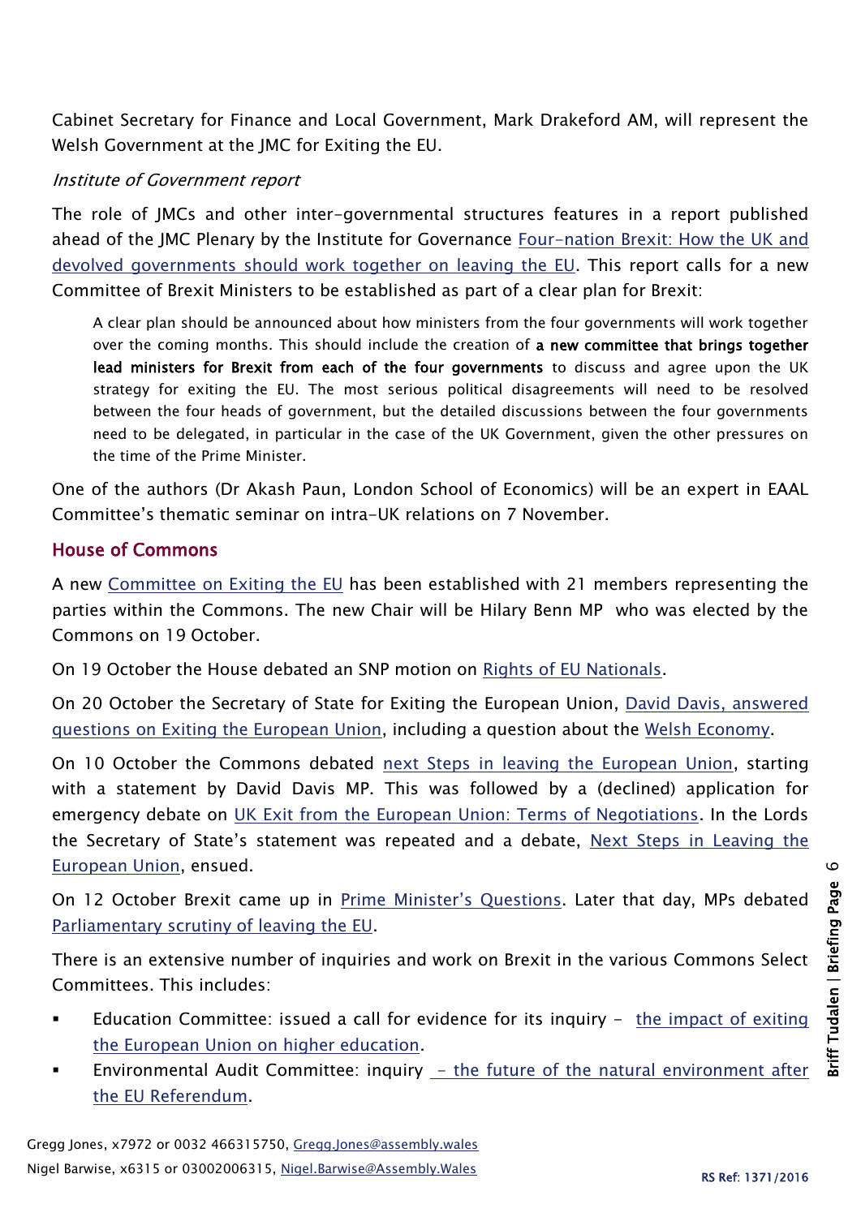Cabinet Secretary for Finance and Local Government, Mark Drakeford AM, will represent the Welsh Government at the JMC for Exiting the EU.

*Institute of Government report*

The role of JMCs and other inter-governmental structures features in a report published ahead of the JMC Plenary by the Institute for Governance Four-nation Brexit: How the UK and devolved governments should work together on leaving the EU. This report calls for a new Committee of Brexit Ministers to be established as part of a clear plan for Brexit:

> A clear plan should be announced about how ministers from the four governments will work together over the coming months. This should include the creation of **a new committee that brings together lead ministers for Brexit from each of the four governments** to discuss and agree upon the UK strategy for exiting the EU. The most serious political disagreements will need to be resolved between the four heads of government, but the detailed discussions between the four governments need to be delegated, in particular in the case of the UK Government, given the other pressures on the time of the Prime Minister.

One of the authors (Dr Akash Paun, London School of Economics) will be an expert in EAAL Committee's thematic seminar on intra-UK relations on 7 November.

## House of Commons

A new Committee on Exiting the EU has been established with 21 members representing the parties within the Commons. The new Chair will be Hilary Benn MP who was elected by the Commons on 19 October.

On 19 October the House debated an SNP motion on Rights of EU Nationals.

On 20 October the Secretary of State for Exiting the European Union, David Davis, answered questions on Exiting the European Union, including a question about the Welsh Economy.

On 10 October the Commons debated next Steps in leaving the European Union, starting with a statement by David Davis MP. This was followed by a (declined) application for emergency debate on UK Exit from the European Union: Terms of Negotiations. In the Lords the Secretary of State's statement was repeated and a debate, Next Steps in Leaving the European Union, ensued.

On 12 October Brexit came up in Prime Minister's Questions. Later that day, MPs debated Parliamentary scrutiny of leaving the EU.

There is an extensive number of inquiries and work on Brexit in the various Commons Select Committees. This includes:

- Education Committee: issued a call for evidence for its inquiry – the impact of exiting the European Union on higher education.
- Environmental Audit Committee: inquiry – the future of the natural environment after the EU Referendum.

Gregg Jones, x7972 or 0032 466315750, Gregg.Jones@assembly.wales
Nigel Barwise, x6315 or 03002006315, Nigel.Barwise@Assembly.Wales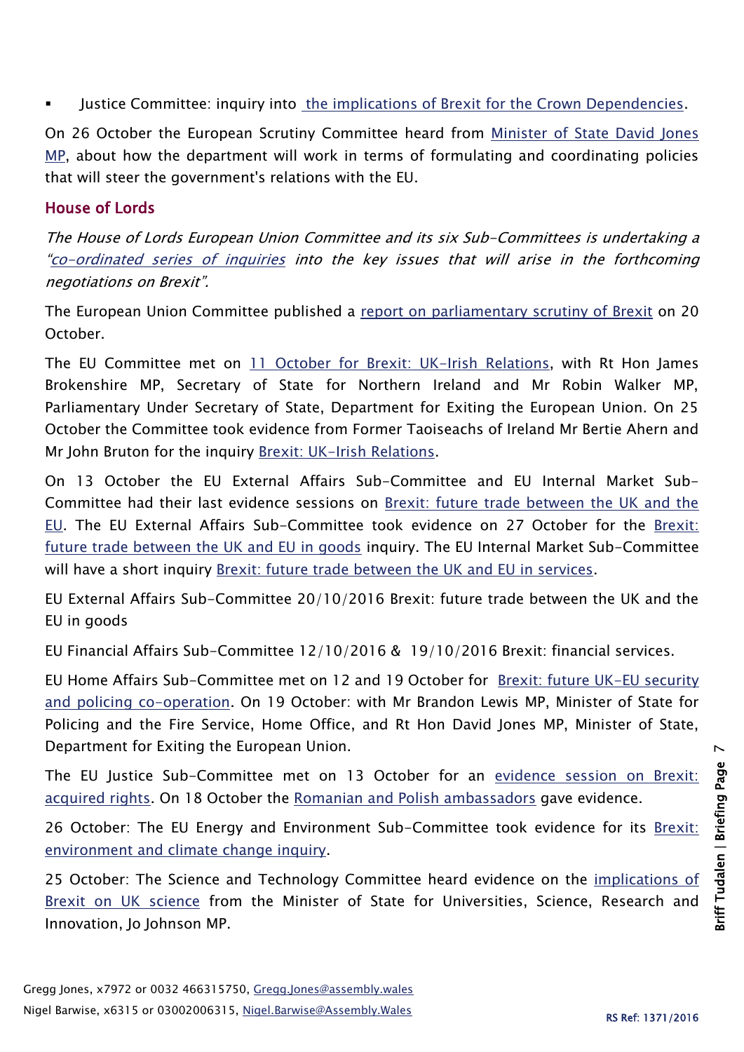- Justice Committee: inquiry into the implications of Brexit for the Crown Dependencies.

On 26 October the European Scrutiny Committee heard from Minister of State David Jones MP, about how the department will work in terms of formulating and coordinating policies that will steer the government's relations with the EU.

## House of Lords

*The House of Lords European Union Committee and its six Sub-Committees is undertaking a "co-ordinated series of inquiries into the key issues that will arise in the forthcoming negotiations on Brexit".*

The European Union Committee published a report on parliamentary scrutiny of Brexit on 20 October.

The EU Committee met on 11 October for Brexit: UK-Irish Relations, with Rt Hon James Brokenshire MP, Secretary of State for Northern Ireland and Mr Robin Walker MP, Parliamentary Under Secretary of State, Department for Exiting the European Union. On 25 October the Committee took evidence from Former Taoiseachs of Ireland Mr Bertie Ahern and Mr John Bruton for the inquiry Brexit: UK-Irish Relations.

On 13 October the EU External Affairs Sub-Committee and EU Internal Market Sub-Committee had their last evidence sessions on Brexit: future trade between the UK and the EU. The EU External Affairs Sub-Committee took evidence on 27 October for the Brexit: future trade between the UK and EU in goods inquiry. The EU Internal Market Sub-Committee will have a short inquiry Brexit: future trade between the UK and EU in services.

EU External Affairs Sub-Committee 20/10/2016 Brexit: future trade between the UK and the EU in goods

EU Financial Affairs Sub-Committee 12/10/2016 & 19/10/2016 Brexit: financial services.

EU Home Affairs Sub-Committee met on 12 and 19 October for Brexit: future UK-EU security and policing co-operation. On 19 October: with Mr Brandon Lewis MP, Minister of State for Policing and the Fire Service, Home Office, and Rt Hon David Jones MP, Minister of State, Department for Exiting the European Union.

The EU Justice Sub-Committee met on 13 October for an evidence session on Brexit: acquired rights. On 18 October the Romanian and Polish ambassadors gave evidence.

26 October: The EU Energy and Environment Sub-Committee took evidence for its Brexit: environment and climate change inquiry.

25 October: The Science and Technology Committee heard evidence on the implications of Brexit on UK science from the Minister of State for Universities, Science, Research and Innovation, Jo Johnson MP.

Gregg Jones, x7972 or 0032 466315750, Gregg.Jones@assembly.wales
Nigel Barwise, x6315 or 03002006315, Nigel.Barwise@Assembly.Wales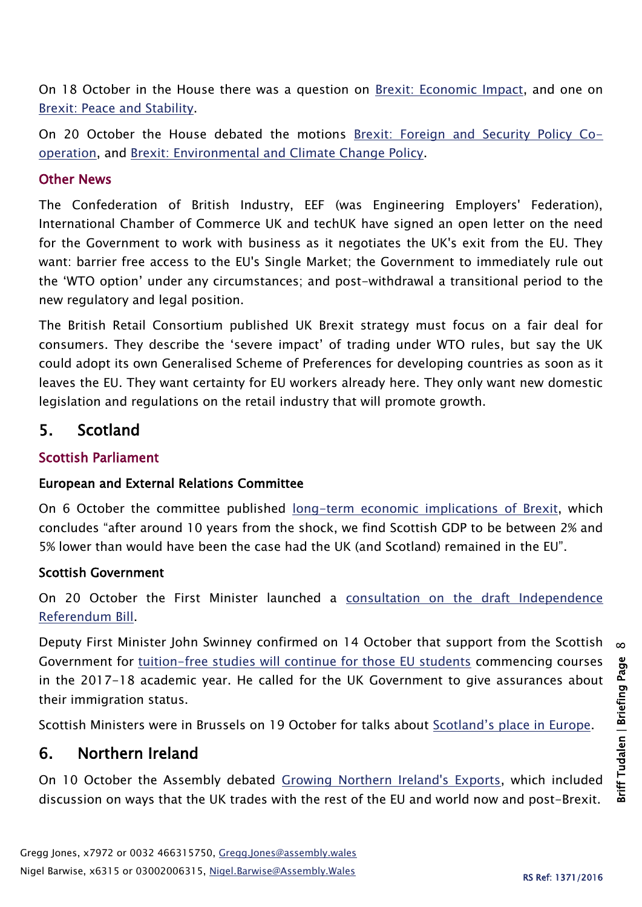On 18 October in the House there was a question on Brexit: Economic Impact, and one on Brexit: Peace and Stability.

On 20 October the House debated the motions Brexit: Foreign and Security Policy Co-operation, and Brexit: Environmental and Climate Change Policy.

### Other News

The Confederation of British Industry, EEF (was Engineering Employers' Federation), International Chamber of Commerce UK and techUK have signed an open letter on the need for the Government to work with business as it negotiates the UK's exit from the EU. They want: barrier free access to the EU's Single Market; the Government to immediately rule out the 'WTO option' under any circumstances; and post-withdrawal a transitional period to the new regulatory and legal position.

The British Retail Consortium published UK Brexit strategy must focus on a fair deal for consumers. They describe the 'severe impact' of trading under WTO rules, but say the UK could adopt its own Generalised Scheme of Preferences for developing countries as soon as it leaves the EU. They want certainty for EU workers already here. They only want new domestic legislation and regulations on the retail industry that will promote growth.

## 5. Scotland

### Scottish Parliament

#### European and External Relations Committee

On 6 October the committee published long-term economic implications of Brexit, which concludes "after around 10 years from the shock, we find Scottish GDP to be between 2% and 5% lower than would have been the case had the UK (and Scotland) remained in the EU".

#### Scottish Government

On 20 October the First Minister launched a consultation on the draft Independence Referendum Bill.

Deputy First Minister John Swinney confirmed on 14 October that support from the Scottish Government for tuition-free studies will continue for those EU students commencing courses in the 2017-18 academic year. He called for the UK Government to give assurances about their immigration status.

Scottish Ministers were in Brussels on 19 October for talks about Scotland's place in Europe.

## 6. Northern Ireland

On 10 October the Assembly debated Growing Northern Ireland's Exports, which included discussion on ways that the UK trades with the rest of the EU and world now and post-Brexit.

Gregg Jones, x7972 or 0032 466315750, Gregg.Jones@assembly.wales
Nigel Barwise, x6315 or 03002006315, Nigel.Barwise@Assembly.Wales

RS Ref: 1371/2016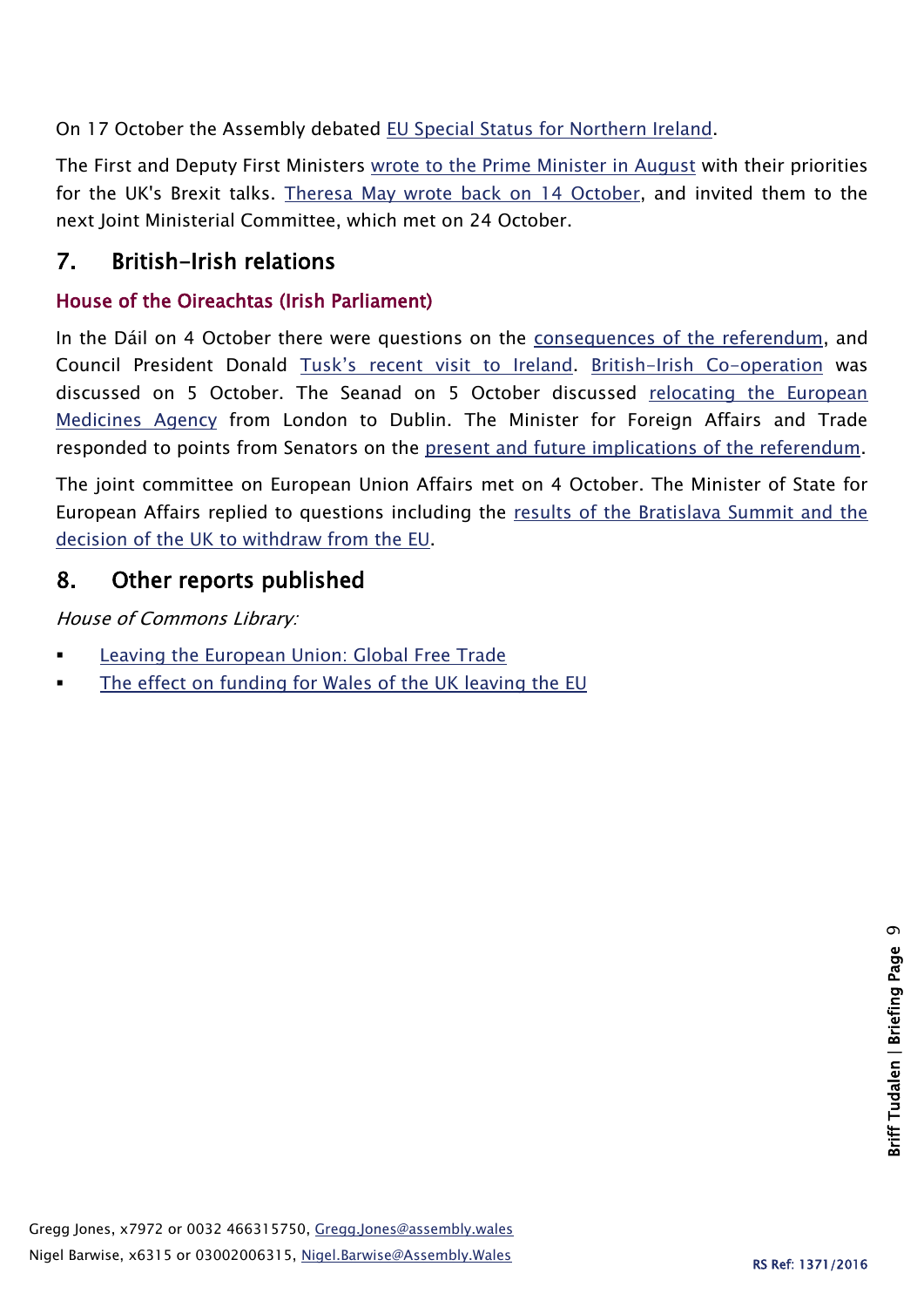On 17 October the Assembly debated EU Special Status for Northern Ireland.

The First and Deputy First Ministers wrote to the Prime Minister in August with their priorities for the UK's Brexit talks. Theresa May wrote back on 14 October, and invited them to the next Joint Ministerial Committee, which met on 24 October.

## 7. British-Irish relations

### House of the Oireachtas (Irish Parliament)

In the Dáil on 4 October there were questions on the consequences of the referendum, and Council President Donald Tusk's recent visit to Ireland. British-Irish Co-operation was discussed on 5 October. The Seanad on 5 October discussed relocating the European Medicines Agency from London to Dublin. The Minister for Foreign Affairs and Trade responded to points from Senators on the present and future implications of the referendum.

The joint committee on European Union Affairs met on 4 October. The Minister of State for European Affairs replied to questions including the results of the Bratislava Summit and the decision of the UK to withdraw from the EU.

## 8. Other reports published

*House of Commons Library:*

- Leaving the European Union: Global Free Trade
- The effect on funding for Wales of the UK leaving the EU

Gregg Jones, x7972 or 0032 466315750, Gregg.Jones@assembly.wales
Nigel Barwise, x6315 or 03002006315, Nigel.Barwise@Assembly.Wales

RS Ref: 1371/2016